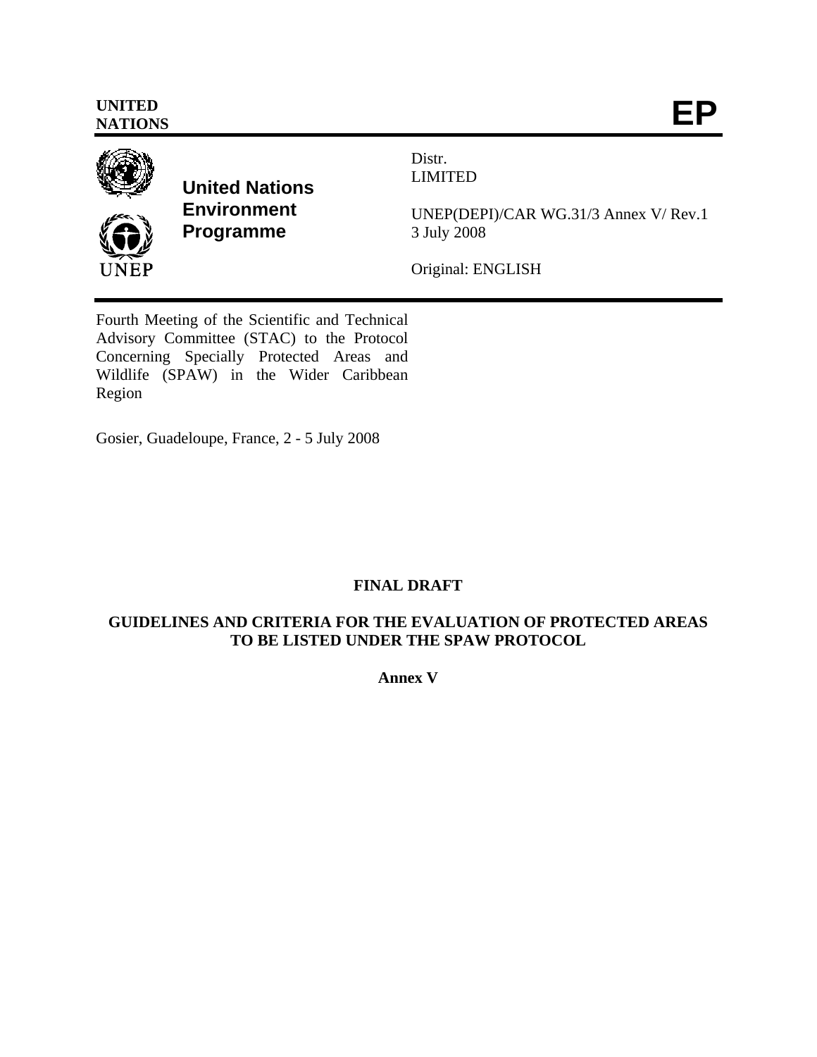**UNITED NATIONS** **EP**

**United Nations Environment Programme**

UNEP

Distr.
LIMITED

UNEP(DEPI)/CAR WG.31/3 Annex V/ Rev.1
3 July 2008

Original: ENGLISH

Fourth Meeting of the Scientific and Technical Advisory Committee (STAC) to the Protocol Concerning Specially Protected Areas and Wildlife (SPAW) in the Wider Caribbean Region

Gosier, Guadeloupe, France, 2 - 5 July 2008

**FINAL DRAFT**

**GUIDELINES AND CRITERIA FOR THE EVALUATION OF PROTECTED AREAS TO BE LISTED UNDER THE SPAW PROTOCOL**

**Annex V**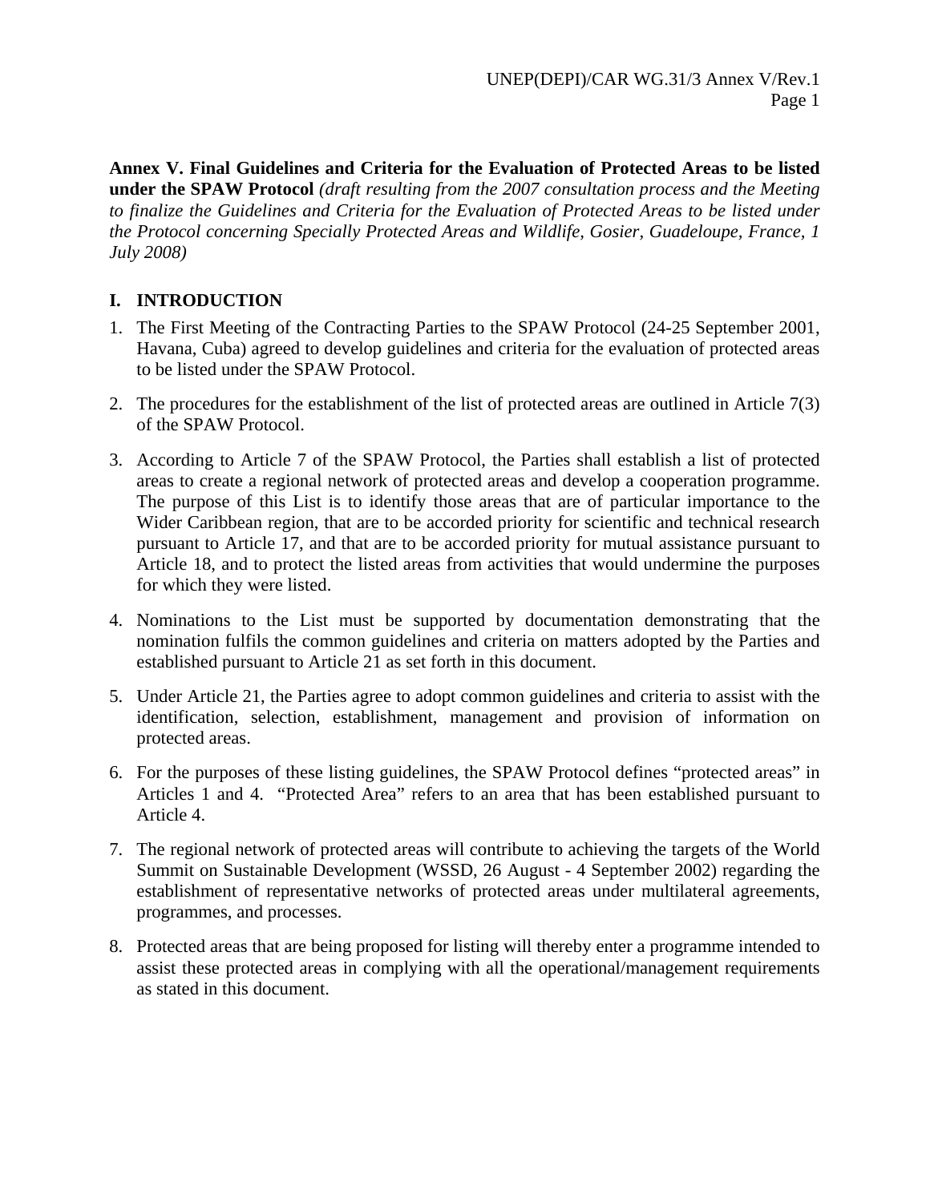**Annex V. Final Guidelines and Criteria for the Evaluation of Protected Areas to be listed under the SPAW Protocol** *(draft resulting from the 2007 consultation process and the Meeting to finalize the Guidelines and Criteria for the Evaluation of Protected Areas to be listed under the Protocol concerning Specially Protected Areas and Wildlife, Gosier, Guadeloupe, France, 1 July 2008)*

## I. INTRODUCTION

1. The First Meeting of the Contracting Parties to the SPAW Protocol (24-25 September 2001, Havana, Cuba) agreed to develop guidelines and criteria for the evaluation of protected areas to be listed under the SPAW Protocol.

2. The procedures for the establishment of the list of protected areas are outlined in Article 7(3) of the SPAW Protocol.

3. According to Article 7 of the SPAW Protocol, the Parties shall establish a list of protected areas to create a regional network of protected areas and develop a cooperation programme. The purpose of this List is to identify those areas that are of particular importance to the Wider Caribbean region, that are to be accorded priority for scientific and technical research pursuant to Article 17, and that are to be accorded priority for mutual assistance pursuant to Article 18, and to protect the listed areas from activities that would undermine the purposes for which they were listed.

4. Nominations to the List must be supported by documentation demonstrating that the nomination fulfils the common guidelines and criteria on matters adopted by the Parties and established pursuant to Article 21 as set forth in this document.

5. Under Article 21, the Parties agree to adopt common guidelines and criteria to assist with the identification, selection, establishment, management and provision of information on protected areas.

6. For the purposes of these listing guidelines, the SPAW Protocol defines "protected areas" in Articles 1 and 4. "Protected Area" refers to an area that has been established pursuant to Article 4.

7. The regional network of protected areas will contribute to achieving the targets of the World Summit on Sustainable Development (WSSD, 26 August - 4 September 2002) regarding the establishment of representative networks of protected areas under multilateral agreements, programmes, and processes.

8. Protected areas that are being proposed for listing will thereby enter a programme intended to assist these protected areas in complying with all the operational/management requirements as stated in this document.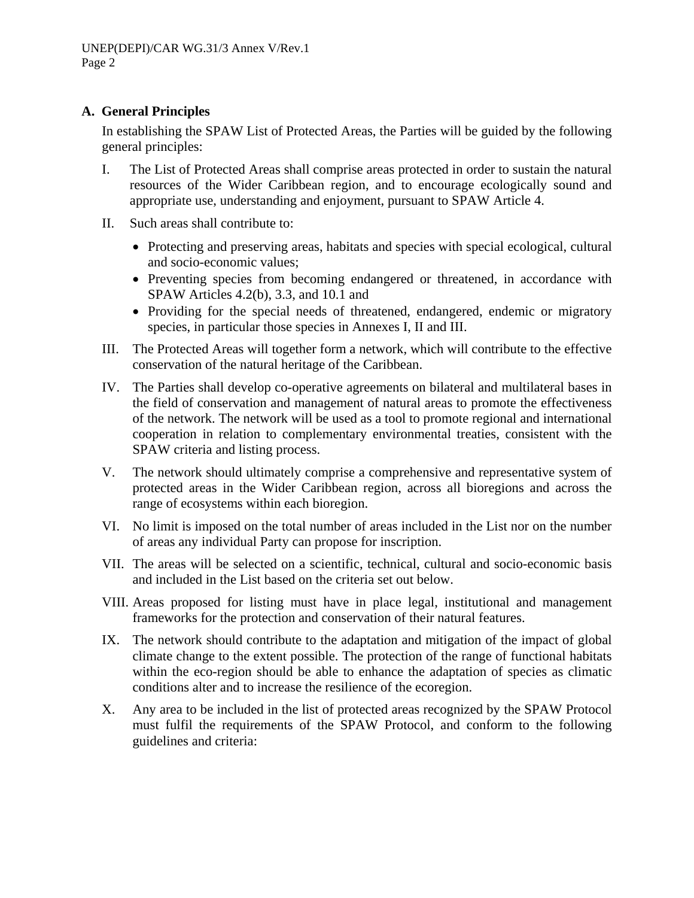## A. General Principles

In establishing the SPAW List of Protected Areas, the Parties will be guided by the following general principles:

I. The List of Protected Areas shall comprise areas protected in order to sustain the natural resources of the Wider Caribbean region, and to encourage ecologically sound and appropriate use, understanding and enjoyment, pursuant to SPAW Article 4.

II. Such areas shall contribute to:

- Protecting and preserving areas, habitats and species with special ecological, cultural and socio-economic values;
- Preventing species from becoming endangered or threatened, in accordance with SPAW Articles 4.2(b), 3.3, and 10.1 and
- Providing for the special needs of threatened, endangered, endemic or migratory species, in particular those species in Annexes I, II and III.

III. The Protected Areas will together form a network, which will contribute to the effective conservation of the natural heritage of the Caribbean.

IV. The Parties shall develop co-operative agreements on bilateral and multilateral bases in the field of conservation and management of natural areas to promote the effectiveness of the network. The network will be used as a tool to promote regional and international cooperation in relation to complementary environmental treaties, consistent with the SPAW criteria and listing process.

V. The network should ultimately comprise a comprehensive and representative system of protected areas in the Wider Caribbean region, across all bioregions and across the range of ecosystems within each bioregion.

VI. No limit is imposed on the total number of areas included in the List nor on the number of areas any individual Party can propose for inscription.

VII. The areas will be selected on a scientific, technical, cultural and socio-economic basis and included in the List based on the criteria set out below.

VIII. Areas proposed for listing must have in place legal, institutional and management frameworks for the protection and conservation of their natural features.

IX. The network should contribute to the adaptation and mitigation of the impact of global climate change to the extent possible. The protection of the range of functional habitats within the eco-region should be able to enhance the adaptation of species as climatic conditions alter and to increase the resilience of the ecoregion.

X. Any area to be included in the list of protected areas recognized by the SPAW Protocol must fulfil the requirements of the SPAW Protocol, and conform to the following guidelines and criteria: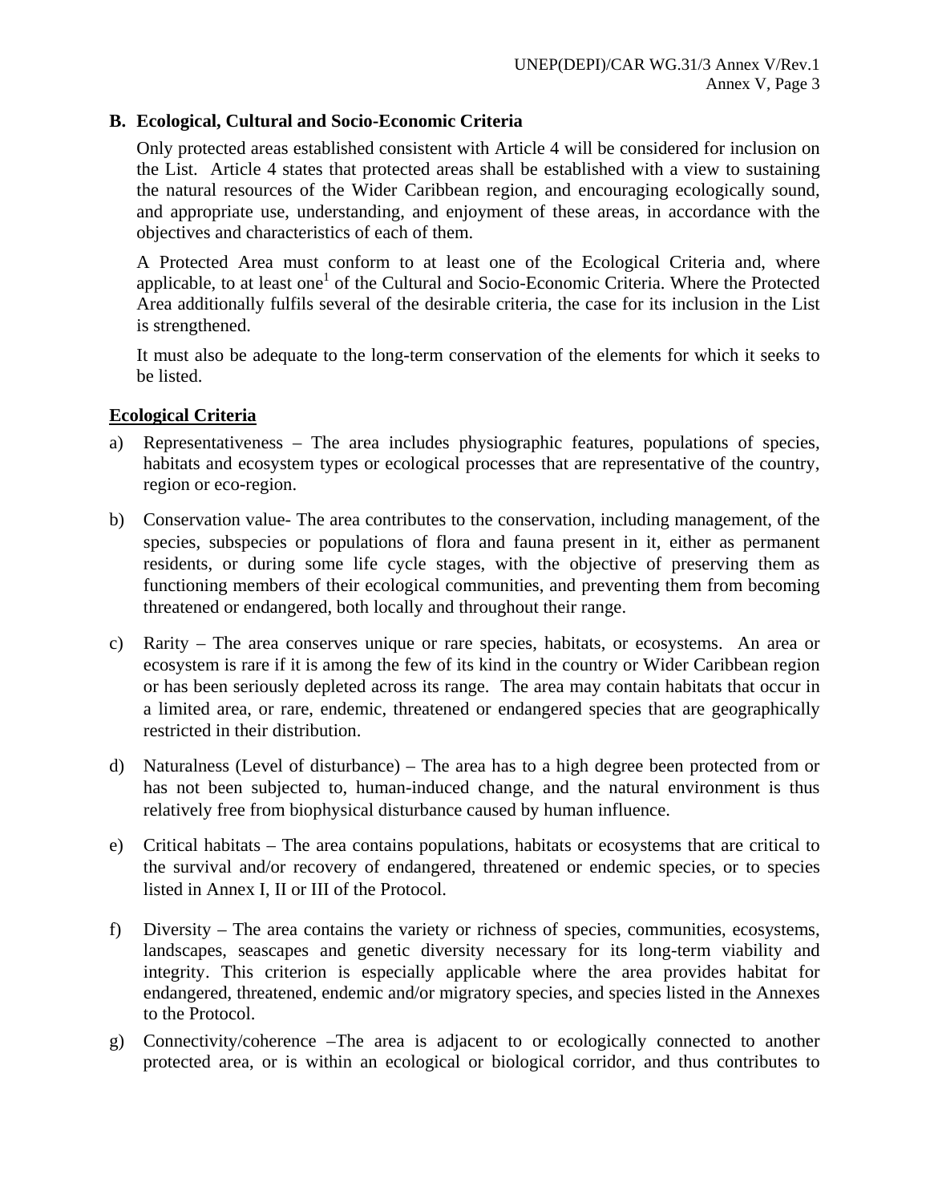## B. Ecological, Cultural and Socio-Economic Criteria

Only protected areas established consistent with Article 4 will be considered for inclusion on the List. Article 4 states that protected areas shall be established with a view to sustaining the natural resources of the Wider Caribbean region, and encouraging ecologically sound, and appropriate use, understanding, and enjoyment of these areas, in accordance with the objectives and characteristics of each of them.

A Protected Area must conform to at least one of the Ecological Criteria and, where applicable, to at least one[1] of the Cultural and Socio-Economic Criteria. Where the Protected Area additionally fulfils several of the desirable criteria, the case for its inclusion in the List is strengthened.

It must also be adequate to the long-term conservation of the elements for which it seeks to be listed.

**Ecological Criteria**

a) Representativeness – The area includes physiographic features, populations of species, habitats and ecosystem types or ecological processes that are representative of the country, region or eco-region.

b) Conservation value- The area contributes to the conservation, including management, of the species, subspecies or populations of flora and fauna present in it, either as permanent residents, or during some life cycle stages, with the objective of preserving them as functioning members of their ecological communities, and preventing them from becoming threatened or endangered, both locally and throughout their range.

c) Rarity – The area conserves unique or rare species, habitats, or ecosystems. An area or ecosystem is rare if it is among the few of its kind in the country or Wider Caribbean region or has been seriously depleted across its range. The area may contain habitats that occur in a limited area, or rare, endemic, threatened or endangered species that are geographically restricted in their distribution.

d) Naturalness (Level of disturbance) – The area has to a high degree been protected from or has not been subjected to, human-induced change, and the natural environment is thus relatively free from biophysical disturbance caused by human influence.

e) Critical habitats – The area contains populations, habitats or ecosystems that are critical to the survival and/or recovery of endangered, threatened or endemic species, or to species listed in Annex I, II or III of the Protocol.

f) Diversity – The area contains the variety or richness of species, communities, ecosystems, landscapes, seascapes and genetic diversity necessary for its long-term viability and integrity. This criterion is especially applicable where the area provides habitat for endangered, threatened, endemic and/or migratory species, and species listed in the Annexes to the Protocol.

g) Connectivity/coherence –The area is adjacent to or ecologically connected to another protected area, or is within an ecological or biological corridor, and thus contributes to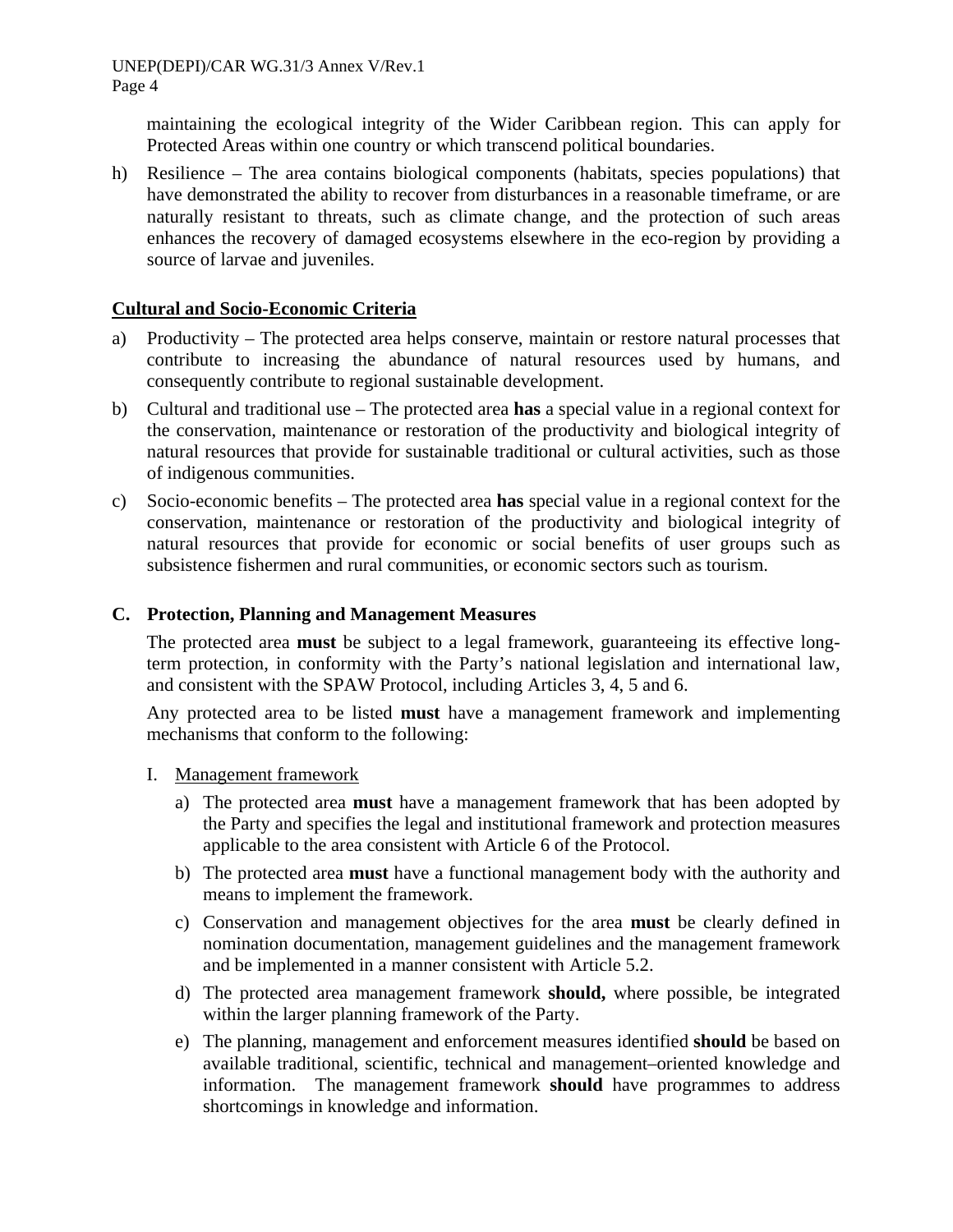maintaining the ecological integrity of the Wider Caribbean region. This can apply for Protected Areas within one country or which transcend political boundaries.

h) Resilience – The area contains biological components (habitats, species populations) that have demonstrated the ability to recover from disturbances in a reasonable timeframe, or are naturally resistant to threats, such as climate change, and the protection of such areas enhances the recovery of damaged ecosystems elsewhere in the eco-region by providing a source of larvae and juveniles.

**Cultural and Socio-Economic Criteria**

a) Productivity – The protected area helps conserve, maintain or restore natural processes that contribute to increasing the abundance of natural resources used by humans, and consequently contribute to regional sustainable development.

b) Cultural and traditional use – The protected area **has** a special value in a regional context for the conservation, maintenance or restoration of the productivity and biological integrity of natural resources that provide for sustainable traditional or cultural activities, such as those of indigenous communities.

c) Socio-economic benefits – The protected area **has** special value in a regional context for the conservation, maintenance or restoration of the productivity and biological integrity of natural resources that provide for economic or social benefits of user groups such as subsistence fishermen and rural communities, or economic sectors such as tourism.

## C. Protection, Planning and Management Measures

The protected area **must** be subject to a legal framework, guaranteeing its effective long-term protection, in conformity with the Party's national legislation and international law, and consistent with the SPAW Protocol, including Articles 3, 4, 5 and 6.

Any protected area to be listed **must** have a management framework and implementing mechanisms that conform to the following:

I. Management framework

a) The protected area **must** have a management framework that has been adopted by the Party and specifies the legal and institutional framework and protection measures applicable to the area consistent with Article 6 of the Protocol.

b) The protected area **must** have a functional management body with the authority and means to implement the framework.

c) Conservation and management objectives for the area **must** be clearly defined in nomination documentation, management guidelines and the management framework and be implemented in a manner consistent with Article 5.2.

d) The protected area management framework **should,** where possible, be integrated within the larger planning framework of the Party.

e) The planning, management and enforcement measures identified **should** be based on available traditional, scientific, technical and management–oriented knowledge and information. The management framework **should** have programmes to address shortcomings in knowledge and information.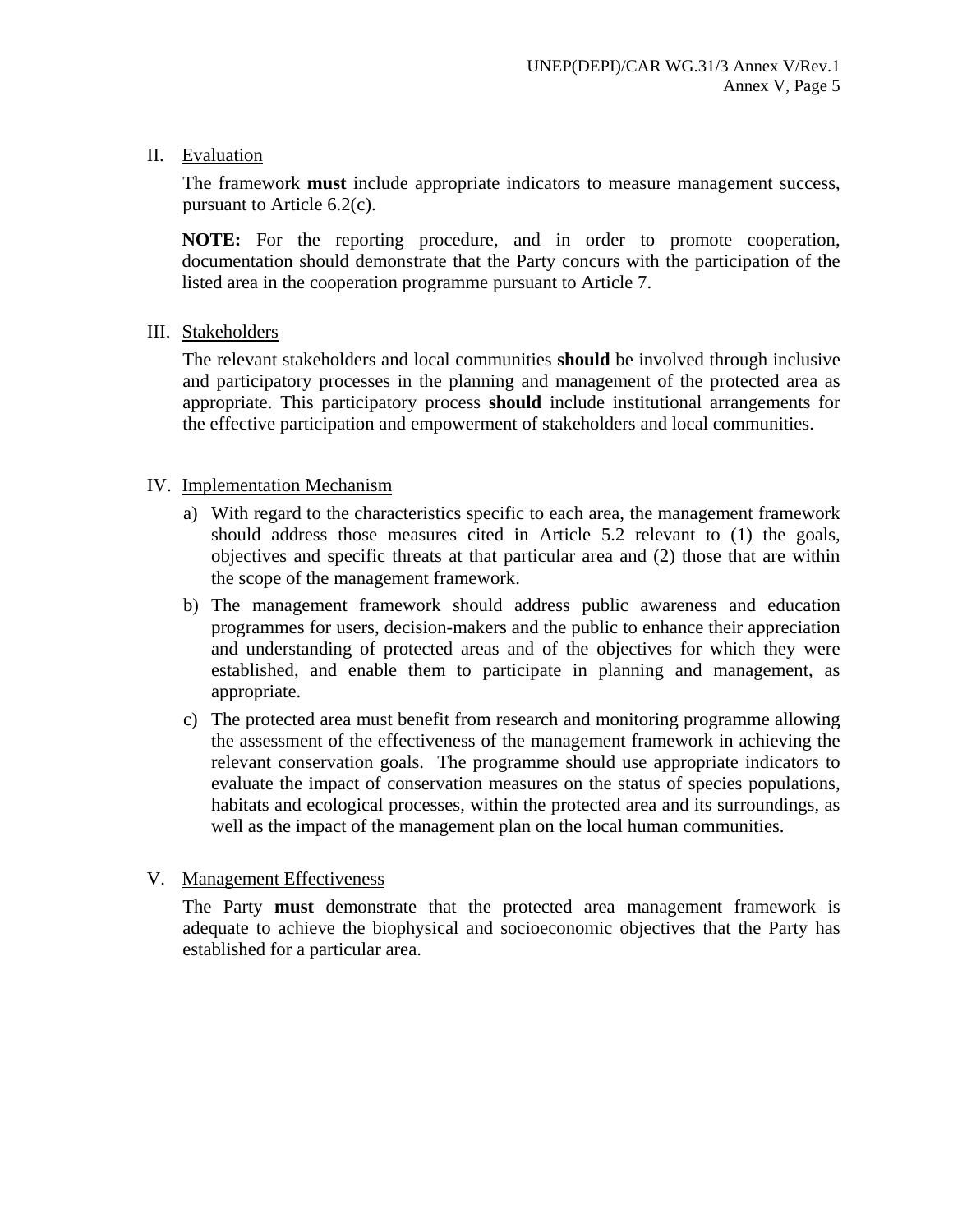II. Evaluation

The framework **must** include appropriate indicators to measure management success, pursuant to Article 6.2(c).

**NOTE:** For the reporting procedure, and in order to promote cooperation, documentation should demonstrate that the Party concurs with the participation of the listed area in the cooperation programme pursuant to Article 7.

III. Stakeholders

The relevant stakeholders and local communities **should** be involved through inclusive and participatory processes in the planning and management of the protected area as appropriate. This participatory process **should** include institutional arrangements for the effective participation and empowerment of stakeholders and local communities.

IV. Implementation Mechanism

a) With regard to the characteristics specific to each area, the management framework should address those measures cited in Article 5.2 relevant to (1) the goals, objectives and specific threats at that particular area and (2) those that are within the scope of the management framework.

b) The management framework should address public awareness and education programmes for users, decision-makers and the public to enhance their appreciation and understanding of protected areas and of the objectives for which they were established, and enable them to participate in planning and management, as appropriate.

c) The protected area must benefit from research and monitoring programme allowing the assessment of the effectiveness of the management framework in achieving the relevant conservation goals. The programme should use appropriate indicators to evaluate the impact of conservation measures on the status of species populations, habitats and ecological processes, within the protected area and its surroundings, as well as the impact of the management plan on the local human communities.

V. Management Effectiveness

The Party **must** demonstrate that the protected area management framework is adequate to achieve the biophysical and socioeconomic objectives that the Party has established for a particular area.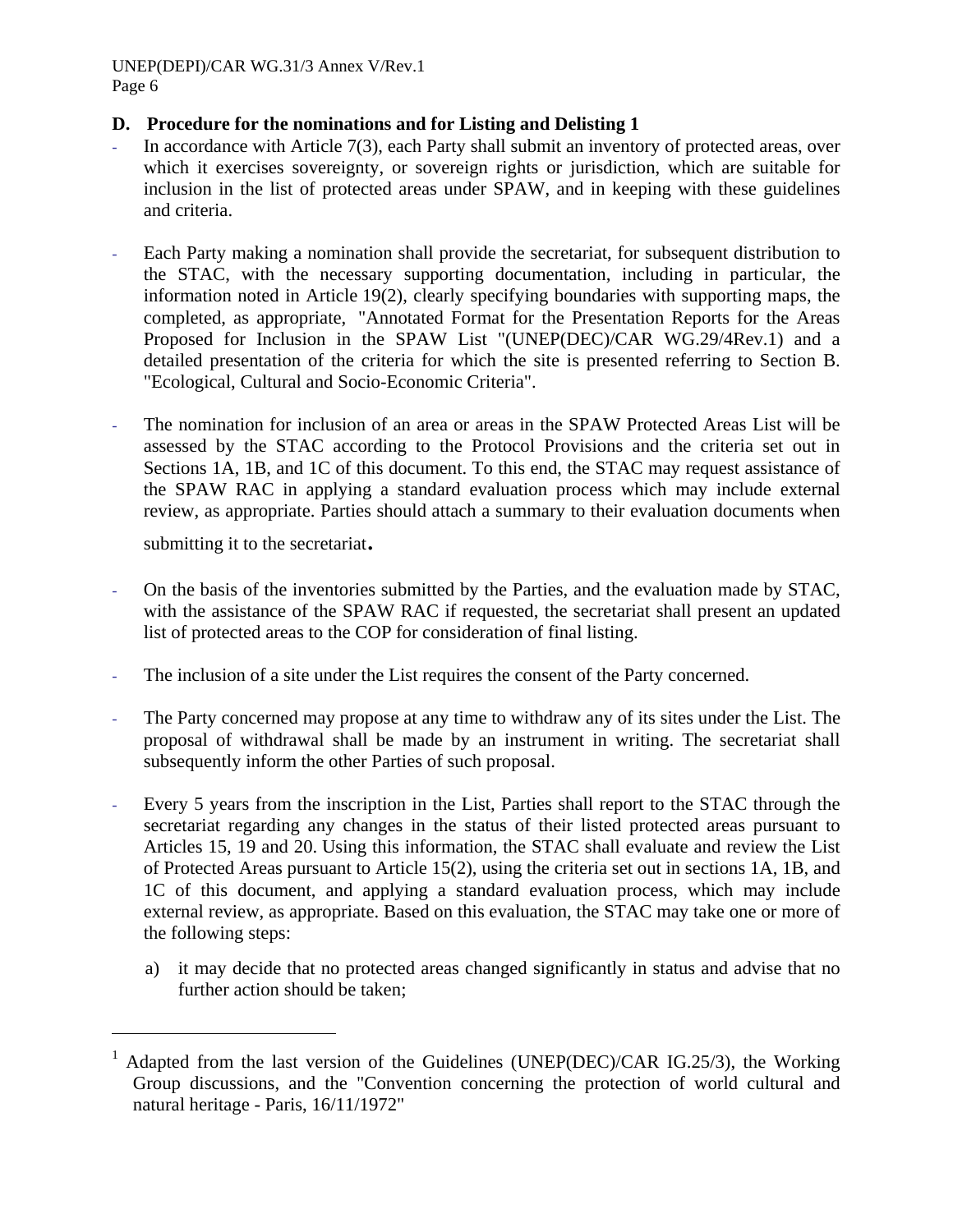### D. Procedure for the nominations and for Listing and Delisting [1]

- In accordance with Article 7(3), each Party shall submit an inventory of protected areas, over which it exercises sovereignty, or sovereign rights or jurisdiction, which are suitable for inclusion in the list of protected areas under SPAW, and in keeping with these guidelines and criteria.

- Each Party making a nomination shall provide the secretariat, for subsequent distribution to the STAC, with the necessary supporting documentation, including in particular, the information noted in Article 19(2), clearly specifying boundaries with supporting maps, the completed, as appropriate, "Annotated Format for the Presentation Reports for the Areas Proposed for Inclusion in the SPAW List "(UNEP(DEC)/CAR WG.29/4Rev.1) and a detailed presentation of the criteria for which the site is presented referring to Section B. "Ecological, Cultural and Socio-Economic Criteria".

- The nomination for inclusion of an area or areas in the SPAW Protected Areas List will be assessed by the STAC according to the Protocol Provisions and the criteria set out in Sections 1A, 1B, and 1C of this document. To this end, the STAC may request assistance of the SPAW RAC in applying a standard evaluation process which may include external review, as appropriate. Parties should attach a summary to their evaluation documents when submitting it to the secretariat.

- On the basis of the inventories submitted by the Parties, and the evaluation made by STAC, with the assistance of the SPAW RAC if requested, the secretariat shall present an updated list of protected areas to the COP for consideration of final listing.

- The inclusion of a site under the List requires the consent of the Party concerned.

- The Party concerned may propose at any time to withdraw any of its sites under the List. The proposal of withdrawal shall be made by an instrument in writing. The secretariat shall subsequently inform the other Parties of such proposal.

- Every 5 years from the inscription in the List, Parties shall report to the STAC through the secretariat regarding any changes in the status of their listed protected areas pursuant to Articles 15, 19 and 20. Using this information, the STAC shall evaluate and review the List of Protected Areas pursuant to Article 15(2), using the criteria set out in sections 1A, 1B, and 1C of this document, and applying a standard evaluation process, which may include external review, as appropriate. Based on this evaluation, the STAC may take one or more of the following steps:

  a) it may decide that no protected areas changed significantly in status and advise that no further action should be taken;

---

[1] Adapted from the last version of the Guidelines (UNEP(DEC)/CAR IG.25/3), the Working Group discussions, and the "Convention concerning the protection of world cultural and natural heritage - Paris, 16/11/1972"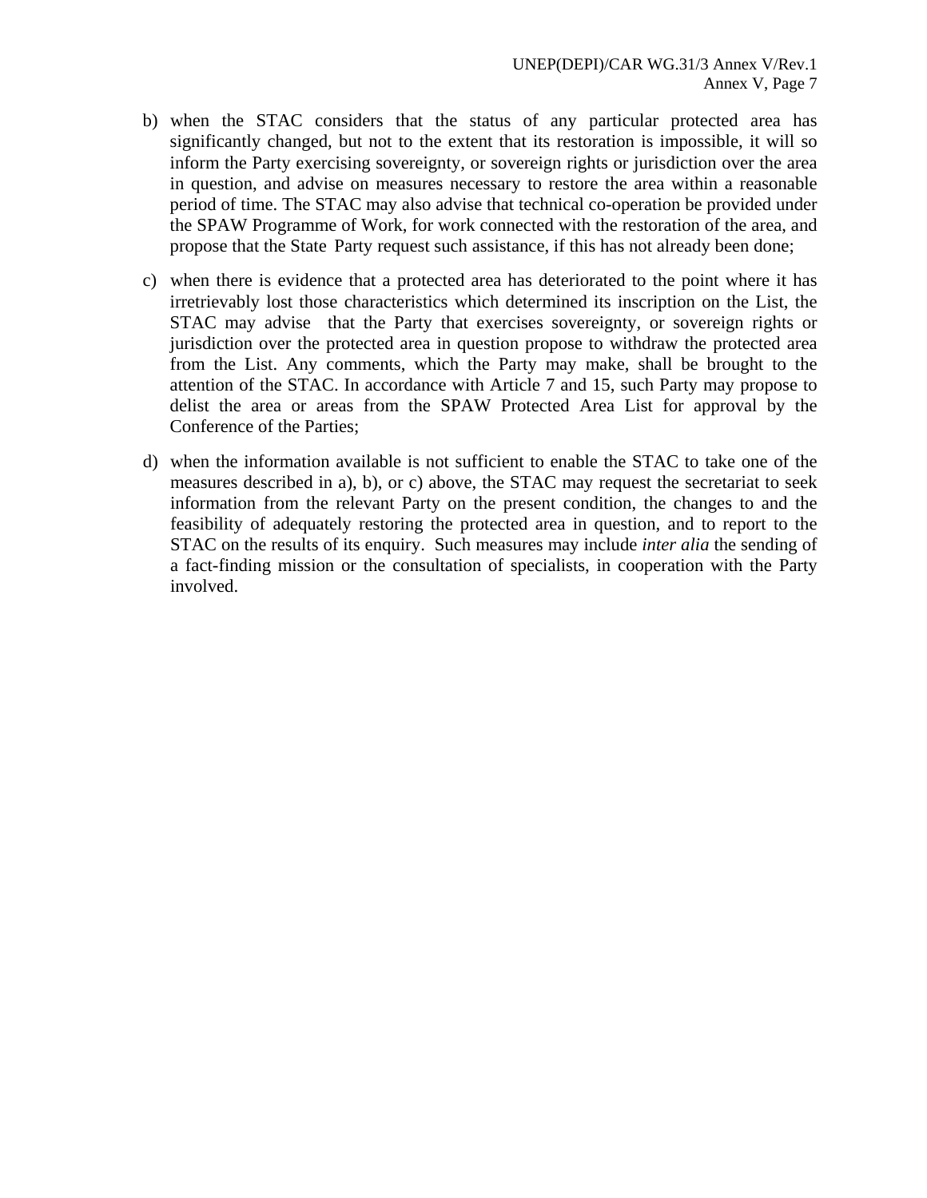b) when the STAC considers that the status of any particular protected area has significantly changed, but not to the extent that its restoration is impossible, it will so inform the Party exercising sovereignty, or sovereign rights or jurisdiction over the area in question, and advise on measures necessary to restore the area within a reasonable period of time. The STAC may also advise that technical co-operation be provided under the SPAW Programme of Work, for work connected with the restoration of the area, and propose that the State Party request such assistance, if this has not already been done;

c) when there is evidence that a protected area has deteriorated to the point where it has irretrievably lost those characteristics which determined its inscription on the List, the STAC may advise that the Party that exercises sovereignty, or sovereign rights or jurisdiction over the protected area in question propose to withdraw the protected area from the List. Any comments, which the Party may make, shall be brought to the attention of the STAC. In accordance with Article 7 and 15, such Party may propose to delist the area or areas from the SPAW Protected Area List for approval by the Conference of the Parties;

d) when the information available is not sufficient to enable the STAC to take one of the measures described in a), b), or c) above, the STAC may request the secretariat to seek information from the relevant Party on the present condition, the changes to and the feasibility of adequately restoring the protected area in question, and to report to the STAC on the results of its enquiry. Such measures may include *inter alia* the sending of a fact-finding mission or the consultation of specialists, in cooperation with the Party involved.